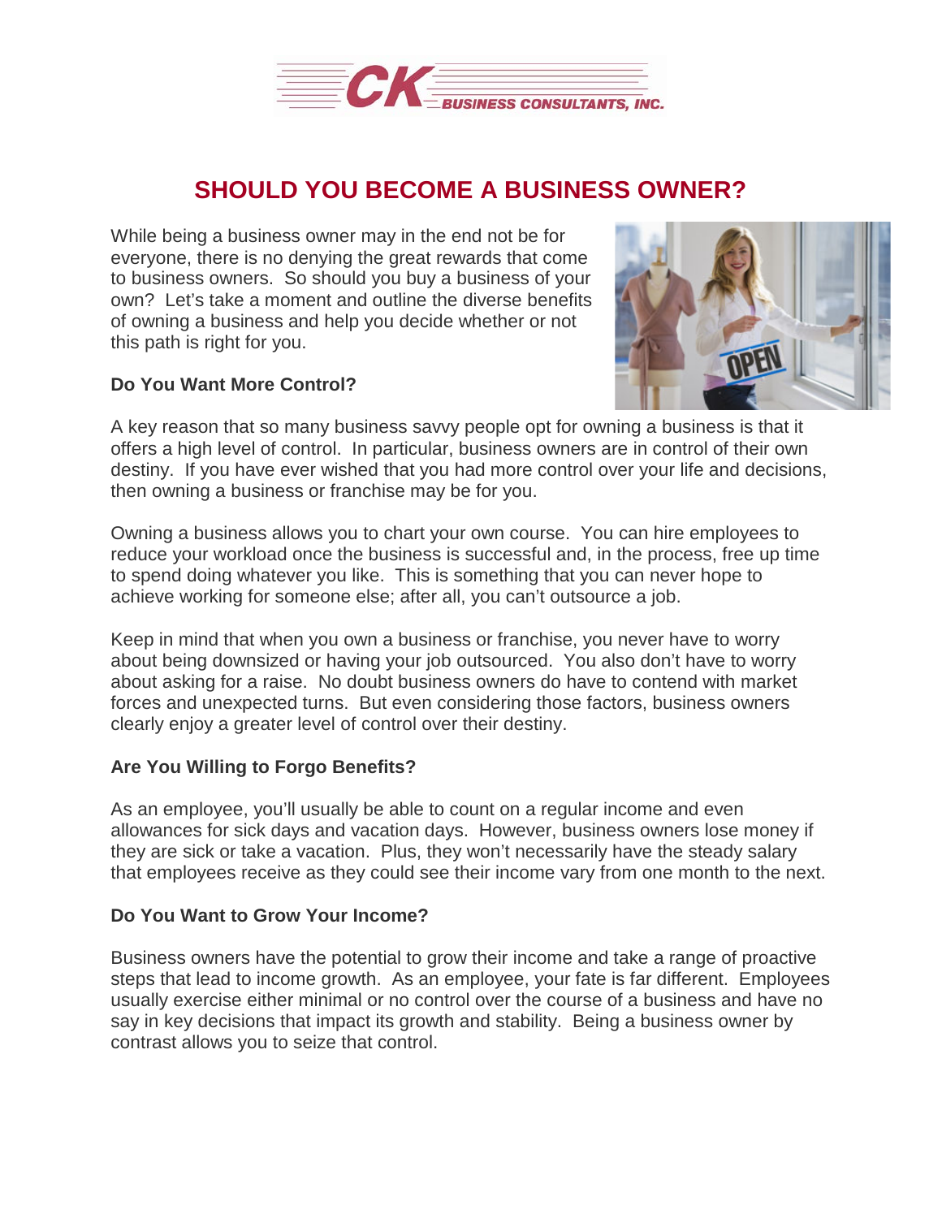# SHOULD YOU BECOME A BUSINESS OWNER?

While being a business owner may in the end not be for everyone, there is no denying the great rewards that come to business owners. So should you buy a business of your own? Let's take a moment and outline the diverse benefits of owning a business and help you decide whether or not this path is right for you.

**Do You Want More Control?**

A key reason that so many business savvy people opt for owning a business is that it offers a high level of control. In particular, business owners are in control of their own destiny. If you have ever wished that you had more control over your life and decisions, then owning a business or franchise may be for you.

Owning a business allows you to chart your own course. You can hire employees to reduce your workload once the business is successful and, in the process, free up time to spend doing whatever you like. This is something that you can never hope to achieve working for someone else; after all, you can't outsource a job.

Keep in mind that when you own a business or franchise, you never have to worry about being downsized or having your job outsourced. You also don't have to worry about asking for a raise. No doubt business owners do have to contend with market forces and unexpected turns. But even considering those factors, business owners clearly enjoy a greater level of control over their destiny.

**Are You Willing to Forgo Benefits?**

As an employee, you'll usually be able to count on a regular income and even allowances for sick days and vacation days. However, business owners lose money if they are sick or take a vacation. Plus, they won't necessarily have the steady salary that employees receive as they could see their income vary from one month to the next.

**Do You Want to Grow Your Income?**

Business owners have the potential to grow their income and take a range of proactive steps that lead to income growth. As an employee, your fate is far different. Employees usually exercise either minimal or no control over the course of a business and have no say in key decisions that impact its growth and stability. Being a business owner by contrast allows you to seize that control.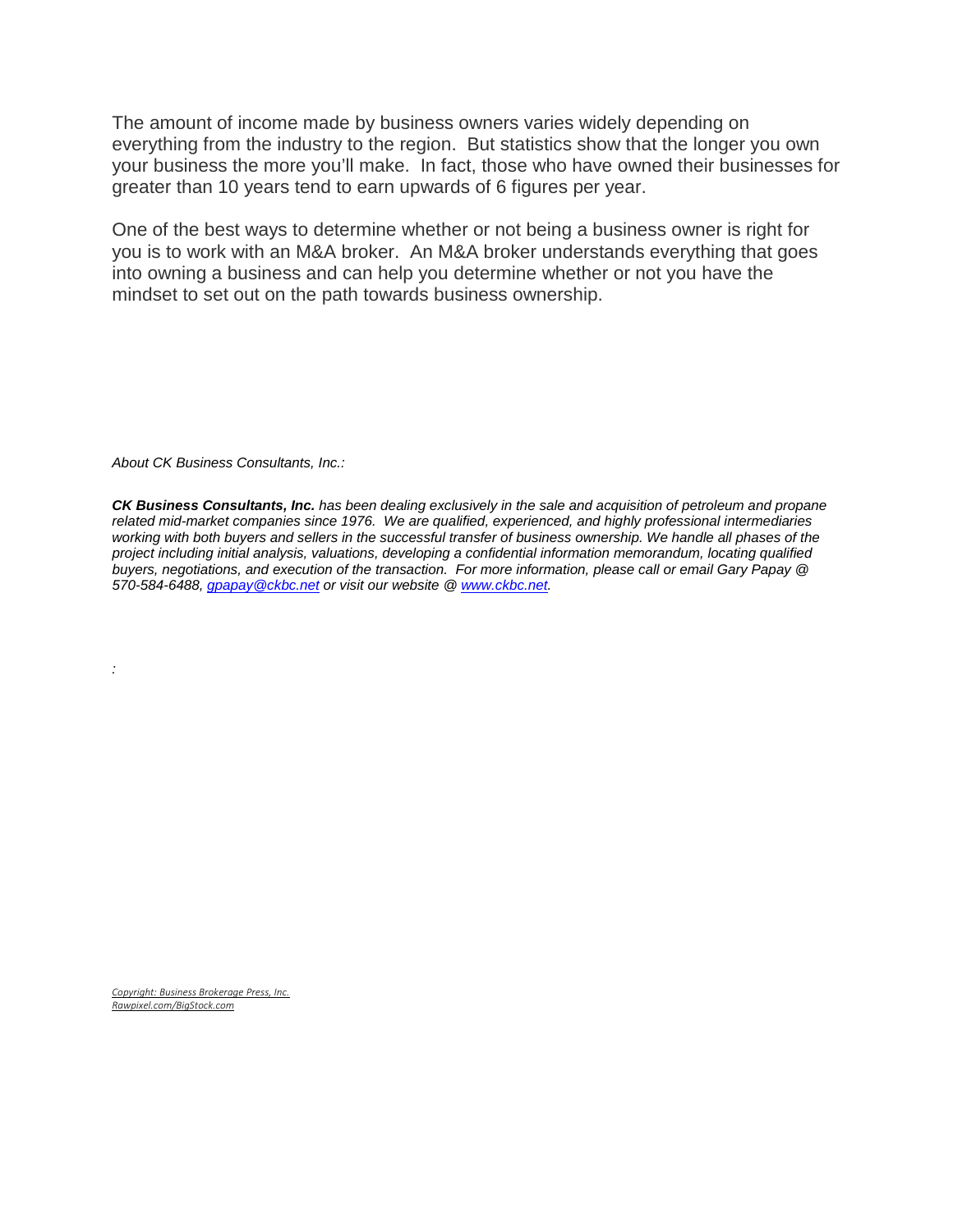The amount of income made by business owners varies widely depending on everything from the industry to the region. But statistics show that the longer you own your business the more you'll make. In fact, those who have owned their businesses for greater than 10 years tend to earn upwards of 6 figures per year.

One of the best ways to determine whether or not being a business owner is right for you is to work with an M&A broker. An M&A broker understands everything that goes into owning a business and can help you determine whether or not you have the mindset to set out on the path towards business ownership.

*About CK Business Consultants, Inc.:*

***CK Business Consultants, Inc.*** *has been dealing exclusively in the sale and acquisition of petroleum and propane related mid-market companies since 1976. We are qualified, experienced, and highly professional intermediaries working with both buyers and sellers in the successful transfer of business ownership. We handle all phases of the project including initial analysis, valuations, developing a confidential information memorandum, locating qualified buyers, negotiations, and execution of the transaction. For more information, please call or email Gary Papay @ 570-584-6488, [gpapay@ckbc.net](mailto:gpapay@ckbc.net) or visit our website @ [www.ckbc.net](http://www.ckbc.net).*

*:*

*Copyright: Business Brokerage Press, Inc.*
*Rawpixel.com/BigStock.com*